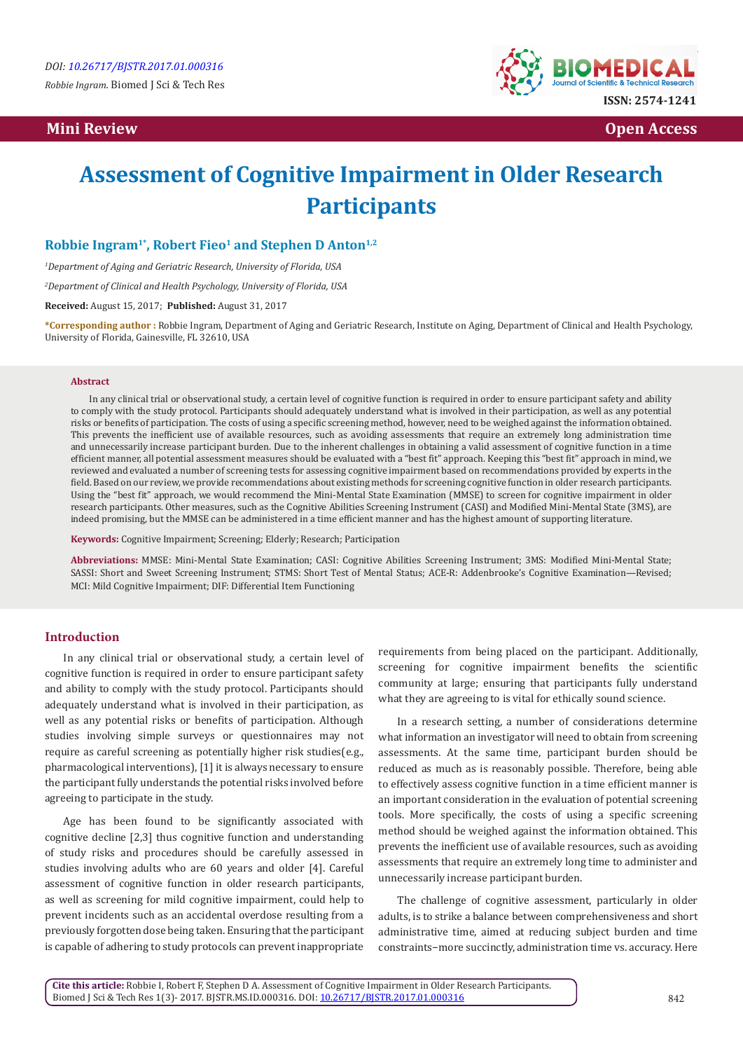DOI: 10.26717/BJSTR.2017.01.000316

*Robbie Ingram*. Biomed J Sci & Tech Res

ISSN: 2574-1241

**Mini Review** **Open Access**

# Assessment of Cognitive Impairment in Older Research Participants

**Robbie Ingram[1*], Robert Fieo[1] and Stephen D Anton[1,2]**

[1]*Department of Aging and Geriatric Research, University of Florida, USA*

[2]*Department of Clinical and Health Psychology, University of Florida, USA*

**Received:** August 15, 2017; **Published:** August 31, 2017

**\*Corresponding author :** Robbie Ingram, Department of Aging and Geriatric Research, Institute on Aging, Department of Clinical and Health Psychology, University of Florida, Gainesville, FL 32610, USA

## Abstract

In any clinical trial or observational study, a certain level of cognitive function is required in order to ensure participant safety and ability to comply with the study protocol. Participants should adequately understand what is involved in their participation, as well as any potential risks or benefits of participation. The costs of using a specific screening method, however, need to be weighed against the information obtained. This prevents the inefficient use of available resources, such as avoiding assessments that require an extremely long administration time and unnecessarily increase participant burden. Due to the inherent challenges in obtaining a valid assessment of cognitive function in a time efficient manner, all potential assessment measures should be evaluated with a "best fit" approach. Keeping this "best fit" approach in mind, we reviewed and evaluated a number of screening tests for assessing cognitive impairment based on recommendations provided by experts in the field. Based on our review, we provide recommendations about existing methods for screening cognitive function in older research participants. Using the "best fit" approach, we would recommend the Mini-Mental State Examination (MMSE) to screen for cognitive impairment in older research participants. Other measures, such as the Cognitive Abilities Screening Instrument (CASI) and Modified Mini-Mental State (3MS), are indeed promising, but the MMSE can be administered in a time efficient manner and has the highest amount of supporting literature.

**Keywords:** Cognitive Impairment; Screening; Elderly; Research; Participation

**Abbreviations:** MMSE: Mini-Mental State Examination; CASI: Cognitive Abilities Screening Instrument; 3MS: Modified Mini-Mental State; SASSI: Short and Sweet Screening Instrument; STMS: Short Test of Mental Status; ACE-R: Addenbrooke's Cognitive Examination—Revised; MCI: Mild Cognitive Impairment; DIF: Differential Item Functioning

## Introduction

In any clinical trial or observational study, a certain level of cognitive function is required in order to ensure participant safety and ability to comply with the study protocol. Participants should adequately understand what is involved in their participation, as well as any potential risks or benefits of participation. Although studies involving simple surveys or questionnaires may not require as careful screening as potentially higher risk studies(e.g., pharmacological interventions), [1] it is always necessary to ensure the participant fully understands the potential risks involved before agreeing to participate in the study.

Age has been found to be significantly associated with cognitive decline [2,3] thus cognitive function and understanding of study risks and procedures should be carefully assessed in studies involving adults who are 60 years and older [4]. Careful assessment of cognitive function in older research participants, as well as screening for mild cognitive impairment, could help to prevent incidents such as an accidental overdose resulting from a previously forgotten dose being taken. Ensuring that the participant is capable of adhering to study protocols can prevent inappropriate requirements from being placed on the participant. Additionally, screening for cognitive impairment benefits the scientific community at large; ensuring that participants fully understand what they are agreeing to is vital for ethically sound science.

In a research setting, a number of considerations determine what information an investigator will need to obtain from screening assessments. At the same time, participant burden should be reduced as much as is reasonably possible. Therefore, being able to effectively assess cognitive function in a time efficient manner is an important consideration in the evaluation of potential screening tools. More specifically, the costs of using a specific screening method should be weighed against the information obtained. This prevents the inefficient use of available resources, such as avoiding assessments that require an extremely long time to administer and unnecessarily increase participant burden.

The challenge of cognitive assessment, particularly in older adults, is to strike a balance between comprehensiveness and short administrative time, aimed at reducing subject burden and time constraints–more succinctly, administration time vs. accuracy. Here

**Cite this article:** Robbie I, Robert F, Stephen D A. Assessment of Cognitive Impairment in Older Research Participants. Biomed J Sci & Tech Res 1(3)- 2017. BJSTR.MS.ID.000316. DOI: 10.26717/BJSTR.2017.01.000316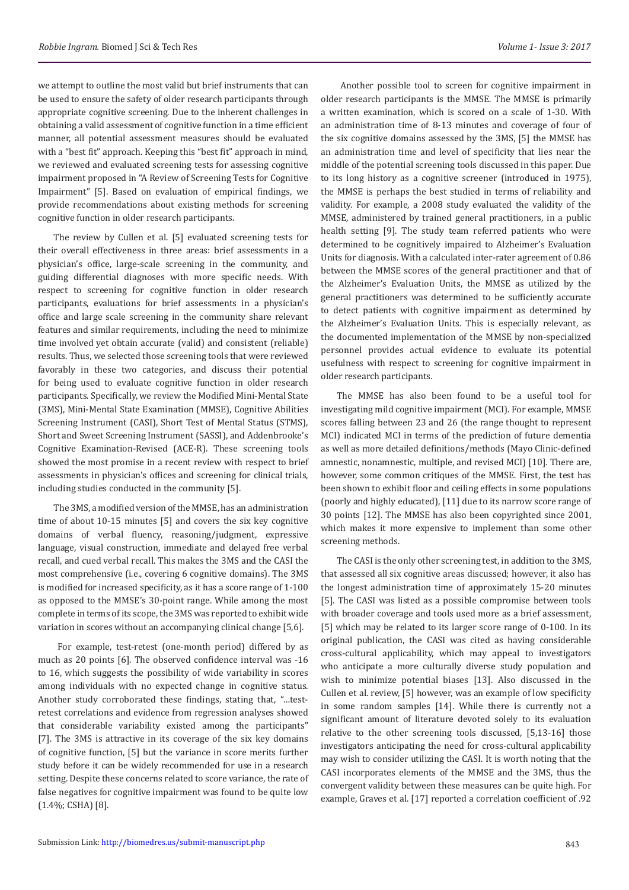we attempt to outline the most valid but brief instruments that can be used to ensure the safety of older research participants through appropriate cognitive screening. Due to the inherent challenges in obtaining a valid assessment of cognitive function in a time efficient manner, all potential assessment measures should be evaluated with a "best fit" approach. Keeping this "best fit" approach in mind, we reviewed and evaluated screening tests for assessing cognitive impairment proposed in "A Review of Screening Tests for Cognitive Impairment" [5]. Based on evaluation of empirical findings, we provide recommendations about existing methods for screening cognitive function in older research participants.

The review by Cullen et al. [5] evaluated screening tests for their overall effectiveness in three areas: brief assessments in a physician's office, large-scale screening in the community, and guiding differential diagnoses with more specific needs. With respect to screening for cognitive function in older research participants, evaluations for brief assessments in a physician's office and large scale screening in the community share relevant features and similar requirements, including the need to minimize time involved yet obtain accurate (valid) and consistent (reliable) results. Thus, we selected those screening tools that were reviewed favorably in these two categories, and discuss their potential for being used to evaluate cognitive function in older research participants. Specifically, we review the Modified Mini-Mental State (3MS), Mini-Mental State Examination (MMSE), Cognitive Abilities Screening Instrument (CASI), Short Test of Mental Status (STMS), Short and Sweet Screening Instrument (SASSI), and Addenbrooke's Cognitive Examination-Revised (ACE-R). These screening tools showed the most promise in a recent review with respect to brief assessments in physician's offices and screening for clinical trials, including studies conducted in the community [5].

The 3MS, a modified version of the MMSE, has an administration time of about 10-15 minutes [5] and covers the six key cognitive domains of verbal fluency, reasoning/judgment, expressive language, visual construction, immediate and delayed free verbal recall, and cued verbal recall. This makes the 3MS and the CASI the most comprehensive (i.e., covering 6 cognitive domains). The 3MS is modified for increased specificity, as it has a score range of 1-100 as opposed to the MMSE's 30-point range. While among the most complete in terms of its scope, the 3MS was reported to exhibit wide variation in scores without an accompanying clinical change [5,6].

For example, test-retest (one-month period) differed by as much as 20 points [6]. The observed confidence interval was -16 to 16, which suggests the possibility of wide variability in scores among individuals with no expected change in cognitive status. Another study corroborated these findings, stating that, "...test-retest correlations and evidence from regression analyses showed that considerable variability existed among the participants" [7]. The 3MS is attractive in its coverage of the six key domains of cognitive function, [5] but the variance in score merits further study before it can be widely recommended for use in a research setting. Despite these concerns related to score variance, the rate of false negatives for cognitive impairment was found to be quite low (1.4%; CSHA) [8].

Another possible tool to screen for cognitive impairment in older research participants is the MMSE. The MMSE is primarily a written examination, which is scored on a scale of 1-30. With an administration time of 8-13 minutes and coverage of four of the six cognitive domains assessed by the 3MS, [5] the MMSE has an administration time and level of specificity that lies near the middle of the potential screening tools discussed in this paper. Due to its long history as a cognitive screener (introduced in 1975), the MMSE is perhaps the best studied in terms of reliability and validity. For example, a 2008 study evaluated the validity of the MMSE, administered by trained general practitioners, in a public health setting [9]. The study team referred patients who were determined to be cognitively impaired to Alzheimer's Evaluation Units for diagnosis. With a calculated inter-rater agreement of 0.86 between the MMSE scores of the general practitioner and that of the Alzheimer's Evaluation Units, the MMSE as utilized by the general practitioners was determined to be sufficiently accurate to detect patients with cognitive impairment as determined by the Alzheimer's Evaluation Units. This is especially relevant, as the documented implementation of the MMSE by non-specialized personnel provides actual evidence to evaluate its potential usefulness with respect to screening for cognitive impairment in older research participants.

The MMSE has also been found to be a useful tool for investigating mild cognitive impairment (MCI). For example, MMSE scores falling between 23 and 26 (the range thought to represent MCI) indicated MCI in terms of the prediction of future dementia as well as more detailed definitions/methods (Mayo Clinic-defined amnestic, nonamnestic, multiple, and revised MCI) [10]. There are, however, some common critiques of the MMSE. First, the test has been shown to exhibit floor and ceiling effects in some populations (poorly and highly educated), [11] due to its narrow score range of 30 points [12]. The MMSE has also been copyrighted since 2001, which makes it more expensive to implement than some other screening methods.

The CASI is the only other screening test, in addition to the 3MS, that assessed all six cognitive areas discussed; however, it also has the longest administration time of approximately 15-20 minutes [5]. The CASI was listed as a possible compromise between tools with broader coverage and tools used more as a brief assessment, [5] which may be related to its larger score range of 0-100. In its original publication, the CASI was cited as having considerable cross-cultural applicability, which may appeal to investigators who anticipate a more culturally diverse study population and wish to minimize potential biases [13]. Also discussed in the Cullen et al. review, [5] however, was an example of low specificity in some random samples [14]. While there is currently not a significant amount of literature devoted solely to its evaluation relative to the other screening tools discussed, [5,13-16] those investigators anticipating the need for cross-cultural applicability may wish to consider utilizing the CASI. It is worth noting that the CASI incorporates elements of the MMSE and the 3MS, thus the convergent validity between these measures can be quite high. For example, Graves et al. [17] reported a correlation coefficient of .92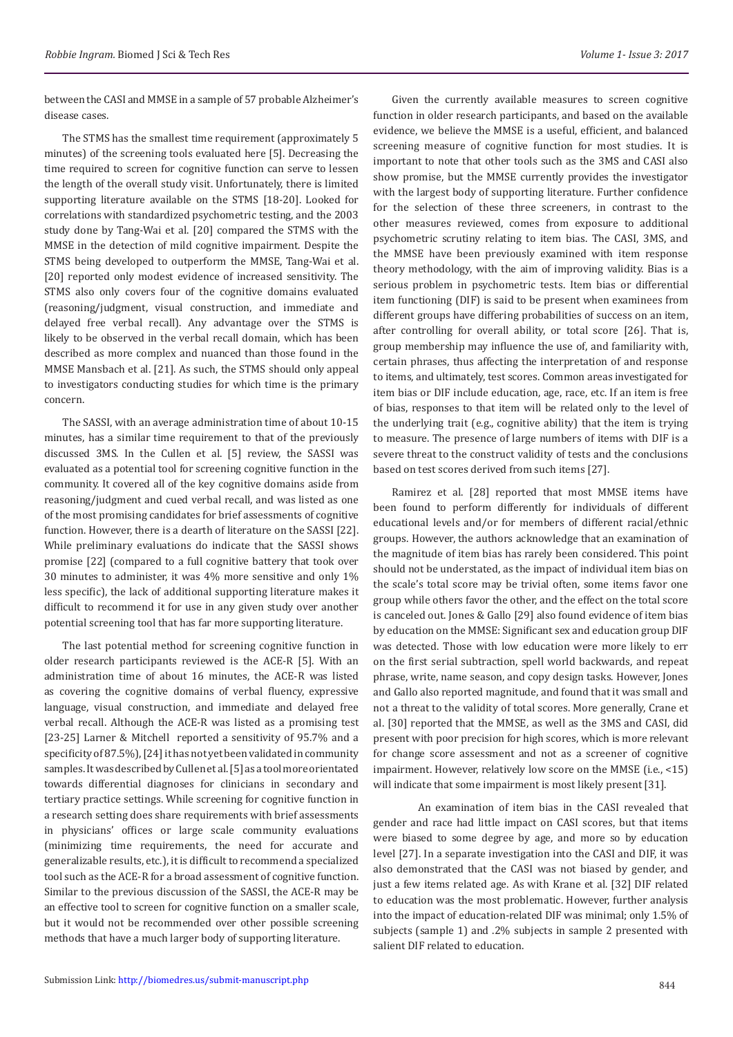between the CASI and MMSE in a sample of 57 probable Alzheimer's disease cases.

The STMS has the smallest time requirement (approximately 5 minutes) of the screening tools evaluated here [5]. Decreasing the time required to screen for cognitive function can serve to lessen the length of the overall study visit. Unfortunately, there is limited supporting literature available on the STMS [18-20]. Looked for correlations with standardized psychometric testing, and the 2003 study done by Tang-Wai et al. [20] compared the STMS with the MMSE in the detection of mild cognitive impairment. Despite the STMS being developed to outperform the MMSE, Tang-Wai et al. [20] reported only modest evidence of increased sensitivity. The STMS also only covers four of the cognitive domains evaluated (reasoning/judgment, visual construction, and immediate and delayed free verbal recall). Any advantage over the STMS is likely to be observed in the verbal recall domain, which has been described as more complex and nuanced than those found in the MMSE Mansbach et al. [21]. As such, the STMS should only appeal to investigators conducting studies for which time is the primary concern.

The SASSI, with an average administration time of about 10-15 minutes, has a similar time requirement to that of the previously discussed 3MS. In the Cullen et al. [5] review, the SASSI was evaluated as a potential tool for screening cognitive function in the community. It covered all of the key cognitive domains aside from reasoning/judgment and cued verbal recall, and was listed as one of the most promising candidates for brief assessments of cognitive function. However, there is a dearth of literature on the SASSI [22]. While preliminary evaluations do indicate that the SASSI shows promise [22] (compared to a full cognitive battery that took over 30 minutes to administer, it was 4% more sensitive and only 1% less specific), the lack of additional supporting literature makes it difficult to recommend it for use in any given study over another potential screening tool that has far more supporting literature.

The last potential method for screening cognitive function in older research participants reviewed is the ACE-R [5]. With an administration time of about 16 minutes, the ACE-R was listed as covering the cognitive domains of verbal fluency, expressive language, visual construction, and immediate and delayed free verbal recall. Although the ACE-R was listed as a promising test [23-25] Larner & Mitchell reported a sensitivity of 95.7% and a specificity of 87.5%), [24] it has not yet been validated in community samples. It was described by Cullen et al. [5] as a tool more orientated towards differential diagnoses for clinicians in secondary and tertiary practice settings. While screening for cognitive function in a research setting does share requirements with brief assessments in physicians' offices or large scale community evaluations (minimizing time requirements, the need for accurate and generalizable results, etc.), it is difficult to recommend a specialized tool such as the ACE-R for a broad assessment of cognitive function. Similar to the previous discussion of the SASSI, the ACE-R may be an effective tool to screen for cognitive function on a smaller scale, but it would not be recommended over other possible screening methods that have a much larger body of supporting literature.

Given the currently available measures to screen cognitive function in older research participants, and based on the available evidence, we believe the MMSE is a useful, efficient, and balanced screening measure of cognitive function for most studies. It is important to note that other tools such as the 3MS and CASI also show promise, but the MMSE currently provides the investigator with the largest body of supporting literature. Further confidence for the selection of these three screeners, in contrast to the other measures reviewed, comes from exposure to additional psychometric scrutiny relating to item bias. The CASI, 3MS, and the MMSE have been previously examined with item response theory methodology, with the aim of improving validity. Bias is a serious problem in psychometric tests. Item bias or differential item functioning (DIF) is said to be present when examinees from different groups have differing probabilities of success on an item, after controlling for overall ability, or total score [26]. That is, group membership may influence the use of, and familiarity with, certain phrases, thus affecting the interpretation of and response to items, and ultimately, test scores. Common areas investigated for item bias or DIF include education, age, race, etc. If an item is free of bias, responses to that item will be related only to the level of the underlying trait (e.g., cognitive ability) that the item is trying to measure. The presence of large numbers of items with DIF is a severe threat to the construct validity of tests and the conclusions based on test scores derived from such items [27].

Ramirez et al. [28] reported that most MMSE items have been found to perform differently for individuals of different educational levels and/or for members of different racial/ethnic groups. However, the authors acknowledge that an examination of the magnitude of item bias has rarely been considered. This point should not be understated, as the impact of individual item bias on the scale's total score may be trivial often, some items favor one group while others favor the other, and the effect on the total score is canceled out. Jones & Gallo [29] also found evidence of item bias by education on the MMSE: Significant sex and education group DIF was detected. Those with low education were more likely to err on the first serial subtraction, spell world backwards, and repeat phrase, write, name season, and copy design tasks. However, Jones and Gallo also reported magnitude, and found that it was small and not a threat to the validity of total scores. More generally, Crane et al. [30] reported that the MMSE, as well as the 3MS and CASI, did present with poor precision for high scores, which is more relevant for change score assessment and not as a screener of cognitive impairment. However, relatively low score on the MMSE (i.e., <15) will indicate that some impairment is most likely present [31].

An examination of item bias in the CASI revealed that gender and race had little impact on CASI scores, but that items were biased to some degree by age, and more so by education level [27]. In a separate investigation into the CASI and DIF, it was also demonstrated that the CASI was not biased by gender, and just a few items related age. As with Krane et al. [32] DIF related to education was the most problematic. However, further analysis into the impact of education-related DIF was minimal; only 1.5% of subjects (sample 1) and .2% subjects in sample 2 presented with salient DIF related to education.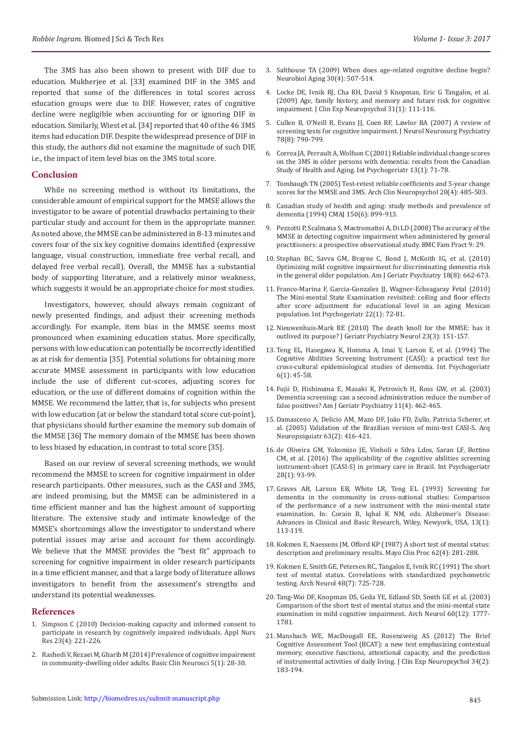The 3MS has also been shown to present with DIF due to education. Mukherjee et al. [33] examined DIF in the 3MS and reported that some of the differences in total scores across education groups were due to DIF. However, rates of cognitive decline were negligible when accounting for or ignoring DIF in education. Similarly, Wiest et al. [34] reported that 40 of the 46 3MS items had education DIF. Despite the widespread presence of DIF in this study, the authors did not examine the magnitude of such DIF, i.e., the impact of item level bias on the 3MS total score.

## Conclusion

While no screening method is without its limitations, the considerable amount of empirical support for the MMSE allows the investigator to be aware of potential drawbacks pertaining to their particular study and account for them in the appropriate manner. As noted above, the MMSE can be administered in 8-13 minutes and covers four of the six key cognitive domains identified (expressive language, visual construction, immediate free verbal recall, and delayed free verbal recall). Overall, the MMSE has a substantial body of supporting literature, and a relatively minor weakness, which suggests it would be an appropriate choice for most studies.

Investigators, however, should always remain cognizant of newly presented findings, and adjust their screening methods accordingly. For example, item bias in the MMSE seems most pronounced when examining education status. More specifically, persons with low education can potentially be incorrectly identified as at risk for dementia [35]. Potential solutions for obtaining more accurate MMSE assessment in participants with low education include the use of different cut-scores, adjusting scores for education, or the use of different domains of cognition within the MMSE. We recommend the latter, that is, for subjects who present with low education (at or below the standard total score cut-point), that physicians should further examine the memory sub domain of the MMSE [36] The memory domain of the MMSE has been shown to less biased by education, in contrast to total score [35].

Based on our review of several screening methods, we would recommend the MMSE to screen for cognitive impairment in older research participants. Other measures, such as the CASI and 3MS, are indeed promising, but the MMSE can be administered in a time efficient manner and has the highest amount of supporting literature. The extensive study and intimate knowledge of the MMSE's shortcomings allow the investigator to understand where potential issues may arise and account for them accordingly. We believe that the MMSE provides the "best fit" approach to screening for cognitive impairment in older research participants in a time efficient manner, and that a large body of literature allows investigators to benefit from the assessment's strengths and understand its potential weaknesses.

## References

1. Simpson C (2010) Decision-making capacity and informed consent to participate in research by cognitively impaired individuals. Appl Nurs Res 23(4): 221-226.
2. Rashedi V, Rezaei M, Gharib M (2014) Prevalence of cognitive impairment in community-dwelling older adults. Basic Clin Neurosci 5(1): 28-30.
3. Salthouse TA (2009) When does age-related cognitive decline begin? Neurobiol Aging 30(4): 507-514.
4. Locke DE, Ivnik RJ, Cha RH, David S Knopman, Eric G Tangalos, et al. (2009) Age, family history, and memory and future risk for cognitive impairment. J Clin Exp Neuropsychol 31(1): 111-116.
5. Cullen B, O'Neill B, Evans JJ, Coen RF, Lawlor BA (2007) A review of screening tests for cognitive impairment. J Neurol Neurosurg Psychiatry 78(8): 790-799.
6. Correa JA, Perrault A, Wolfson C (2001) Reliable individual change scores on the 3MS in older persons with dementia: results from the Canadian Study of Health and Aging. Int Psychogeriatr 13(1): 71-78.
7. Tombaugh TN (2005) Test-retest reliable coefficients and 5-year change scores for the MMSE and 3MS. Arch Clin Neuropsychol 20(4): 485-503.
8. Canadian study of health and aging: study methods and prevalence of dementia (1994) CMAJ 150(6): 899-913.
9. Pezzotti P, Scalmana S, Mastromattei A, Di LD (2008) The accuracy of the MMSE in detecting cognitive impairment when administered by general practitioners: a prospective observational study. BMC Fam Pract 9: 29.
10. Stephan BC, Savva GM, Brayne C, Bond J, McKeith IG, et al. (2010) Optimizing mild cognitive impairment for discriminating dementia risk in the general older population. Am J Geriatr Psychiatry 18(8): 662-673.
11. Franco-Marina F, Garcia-Gonzalez JJ, Wagner-Echeagaray Fetal (2010) The Mini-mental State Examination revisited: ceiling and floor effects after score adjustment for educational level in an aging Mexican population. Int Psychogeriatr 22(1): 72-81.
12. Nieuwenhuis-Mark RE (2010) The death knoll for the MMSE: has it outlived its purpose? J Geriatr Psychiatry Neurol 23(3): 151-157.
13. Teng EL, Hasegawa K, Homma A, Imai Y, Larson E, et al. (1994) The Cognitive Abilities Screening Instrument (CASI): a practical test for cross-cultural epidemiological studies of dementia. Int Psychogeriatr 6(1): 45-58.
14. Fujii D, Hishinuma E, Masaki K, Petrovich H, Ross GW, et al. (2003) Dementia screening: can a second administration reduce the number of false positives? Am J Geriatr Psychiatry 11(4): 462-465.
15. Damasceno A, Delicio AM, Mazo DF, João FD, Zullo, Patricia Scherer, et al. (2005) Validation of the Brazilian version of mini-test CASI-S. Arq Neuropsiquiatr 63(2): 416-421.
16. de Oliveira GM, Yokomizo JE, Vinholi e Silva Ldos, Saran LF, Bottino CM, et al. (2016) The applicability of the cognitive abilities screening instrument-short (CASI-S) in primary care in Brazil. Int Psychogeriatr 28(1): 93-99.
17. Graves AB, Larson EB, White LR, Teng EL (1993) Screening for dementia in the community in cross-national studies: Comparison of the performance of a new instrument with the mini-mental state examination. In: Corain B, Iqbal K NM, eds. Alzheimer's Disease: Advances in Clinical and Basic Research, Wiley, Newyork, USA, 13(1): 113-119.
18. Kokmen E, Naessens JM, Offord KP (1987) A short test of mental status: description and preliminary results. Mayo Clin Proc 62(4): 281-288.
19. Kokmen E, Smith GE, Petersen RC, Tangalos E, Ivnik RC (1991) The short test of mental status. Correlations with standardized psychometric testing. Arch Neurol 48(7): 725-728.
20. Tang-Wai DF, Knopman DS, Geda YE, Edland SD, Smith GE et al. (2003) Comparison of the short test of mental status and the mini-mental state examination in mild cognitive impairment. Arch Neurol 60(12): 1777-1781.
21. Mansbach WE, MacDougall EE, Rosenzweig AS (2012) The Brief Cognitive Assessment Tool (BCAT): a new test emphasizing contextual memory, executive functions, attentional capacity, and the prediction of instrumental activities of daily living. J Clin Exp Neuropsychol 34(2): 183-194.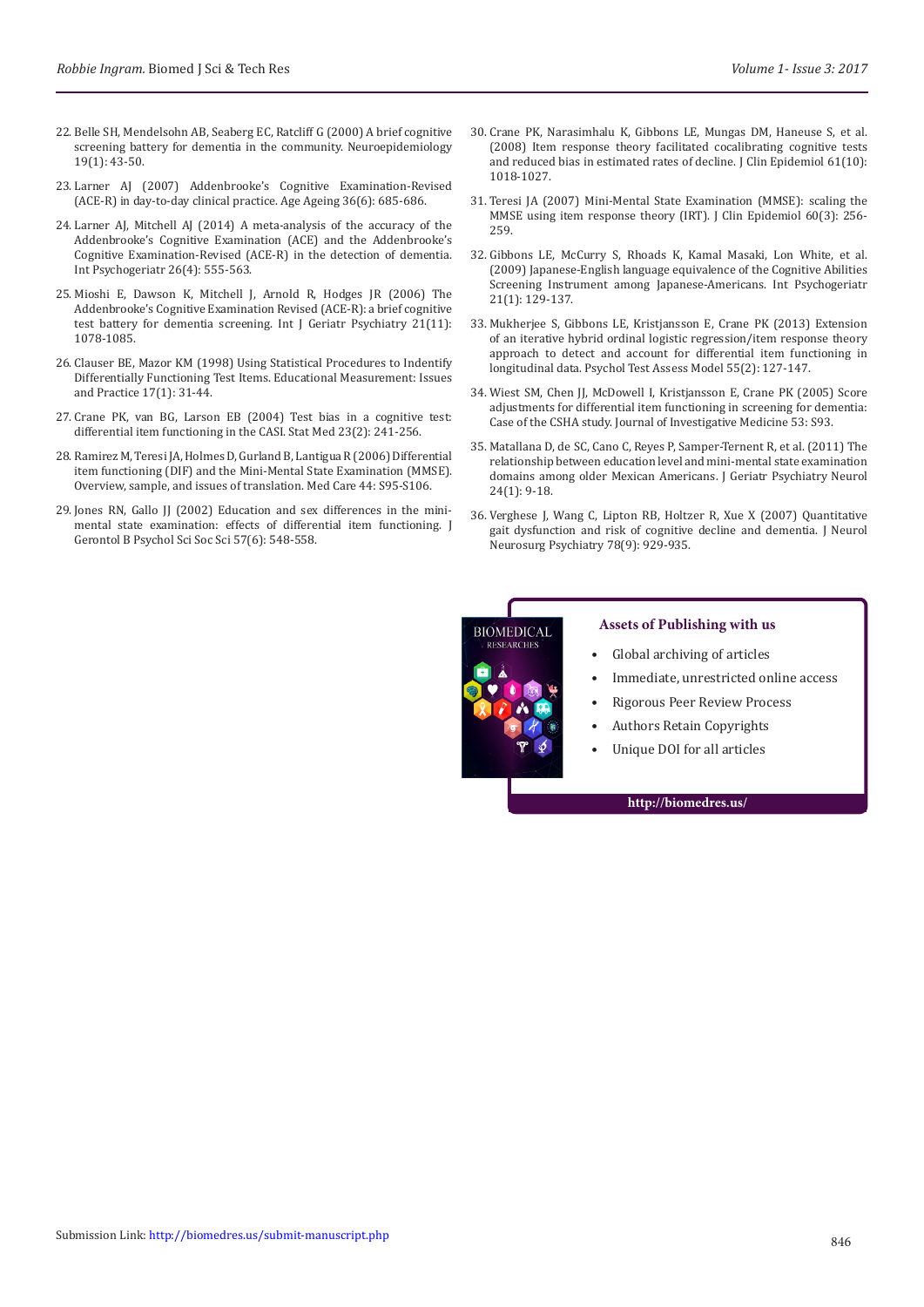22. Belle SH, Mendelsohn AB, Seaberg EC, Ratcliff G (2000) A brief cognitive screening battery for dementia in the community. Neuroepidemiology 19(1): 43-50.
23. Larner AJ (2007) Addenbrooke's Cognitive Examination-Revised (ACE-R) in day-to-day clinical practice. Age Ageing 36(6): 685-686.
24. Larner AJ, Mitchell AJ (2014) A meta-analysis of the accuracy of the Addenbrooke's Cognitive Examination (ACE) and the Addenbrooke's Cognitive Examination-Revised (ACE-R) in the detection of dementia. Int Psychogeriatr 26(4): 555-563.
25. Mioshi E, Dawson K, Mitchell J, Arnold R, Hodges JR (2006) The Addenbrooke's Cognitive Examination Revised (ACE-R): a brief cognitive test battery for dementia screening. Int J Geriatr Psychiatry 21(11): 1078-1085.
26. Clauser BE, Mazor KM (1998) Using Statistical Procedures to Indentify Differentially Functioning Test Items. Educational Measurement: Issues and Practice 17(1): 31-44.
27. Crane PK, van BG, Larson EB (2004) Test bias in a cognitive test: differential item functioning in the CASI. Stat Med 23(2): 241-256.
28. Ramirez M, Teresi JA, Holmes D, Gurland B, Lantigua R (2006) Differential item functioning (DIF) and the Mini-Mental State Examination (MMSE). Overview, sample, and issues of translation. Med Care 44: S95-S106.
29. Jones RN, Gallo JJ (2002) Education and sex differences in the mini-mental state examination: effects of differential item functioning. J Gerontol B Psychol Sci Soc Sci 57(6): 548-558.
30. Crane PK, Narasimhalu K, Gibbons LE, Mungas DM, Haneuse S, et al. (2008) Item response theory facilitated cocalibrating cognitive tests and reduced bias in estimated rates of decline. J Clin Epidemiol 61(10): 1018-1027.
31. Teresi JA (2007) Mini-Mental State Examination (MMSE): scaling the MMSE using item response theory (IRT). J Clin Epidemiol 60(3): 256-259.
32. Gibbons LE, McCurry S, Rhoads K, Kamal Masaki, Lon White, et al. (2009) Japanese-English language equivalence of the Cognitive Abilities Screening Instrument among Japanese-Americans. Int Psychogeriatr 21(1): 129-137.
33. Mukherjee S, Gibbons LE, Kristjansson E, Crane PK (2013) Extension of an iterative hybrid ordinal logistic regression/item response theory approach to detect and account for differential item functioning in longitudinal data. Psychol Test Assess Model 55(2): 127-147.
34. Wiest SM, Chen JJ, McDowell I, Kristjansson E, Crane PK (2005) Score adjustments for differential item functioning in screening for dementia: Case of the CSHA study. Journal of Investigative Medicine 53: S93.
35. Matallana D, de SC, Cano C, Reyes P, Samper-Ternent R, et al. (2011) The relationship between education level and mini-mental state examination domains among older Mexican Americans. J Geriatr Psychiatry Neurol 24(1): 9-18.
36. Verghese J, Wang C, Lipton RB, Holtzer R, Xue X (2007) Quantitative gait dysfunction and risk of cognitive decline and dementia. J Neurol Neurosurg Psychiatry 78(9): 929-935.

**Assets of Publishing with us**

- Global archiving of articles
- Immediate, unrestricted online access
- Rigorous Peer Review Process
- Authors Retain Copyrights
- Unique DOI for all articles

http://biomedres.us/

Submission Link: http://biomedres.us/submit-manuscript.php